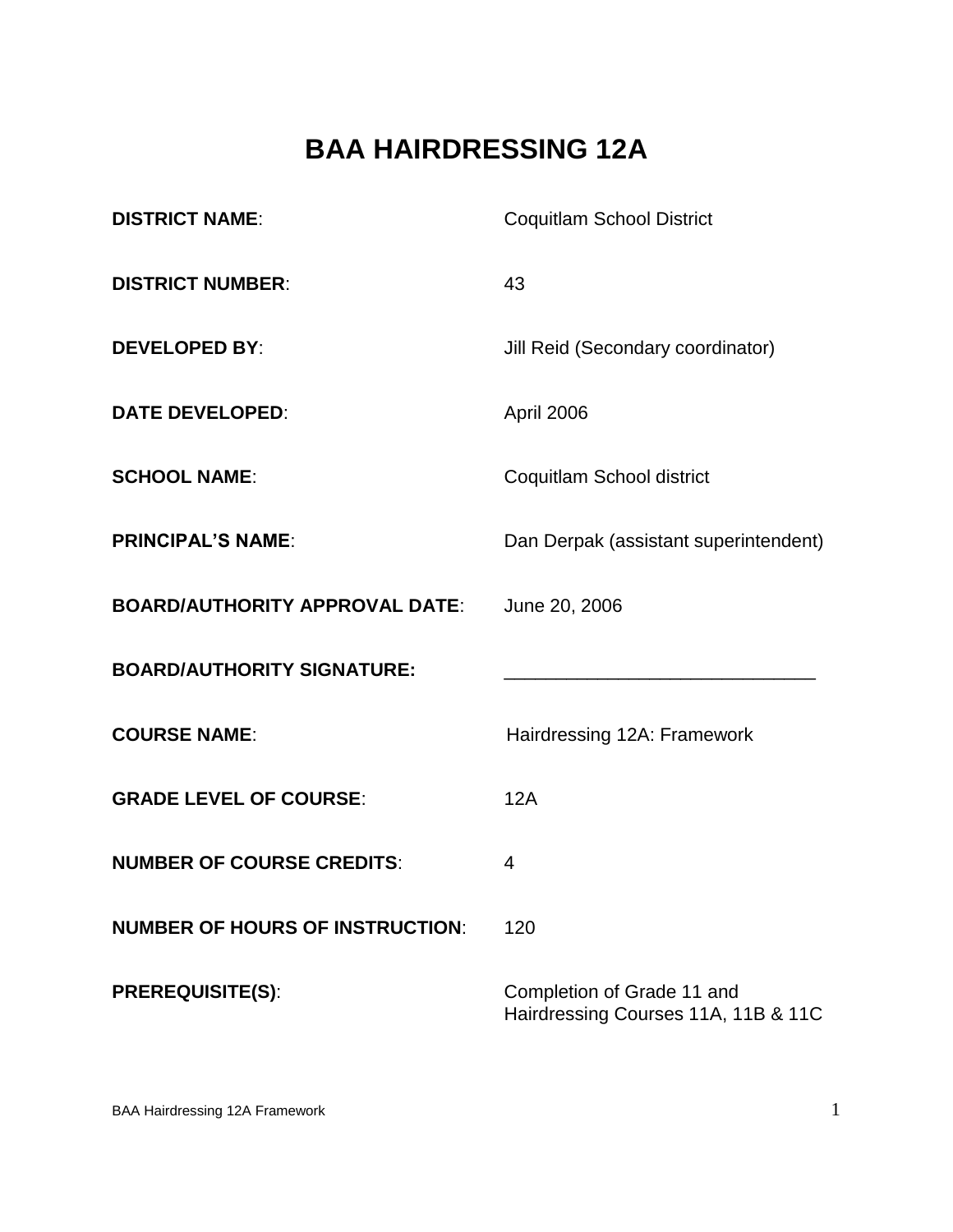# BAA HAIRDRESSING 12A

| | |
|---|---|
| **DISTRICT NAME**: | Coquitlam School District |
| **DISTRICT NUMBER**: | 43 |
| **DEVELOPED BY**: | Jill Reid (Secondary coordinator) |
| **DATE DEVELOPED**: | April 2006 |
| **SCHOOL NAME**: | Coquitlam School district |
| **PRINCIPAL'S NAME**: | Dan Derpak (assistant superintendent) |
| **BOARD/AUTHORITY APPROVAL DATE**: | June 20, 2006 |
| **BOARD/AUTHORITY SIGNATURE:** | ______________________________ |
| **COURSE NAME**: | Hairdressing 12A: Framework |
| **GRADE LEVEL OF COURSE**: | 12A |
| **NUMBER OF COURSE CREDITS**: | 4 |
| **NUMBER OF HOURS OF INSTRUCTION**: | 120 |
| **PREREQUISITE(S)**: | Completion of Grade 11 and Hairdressing Courses 11A, 11B & 11C |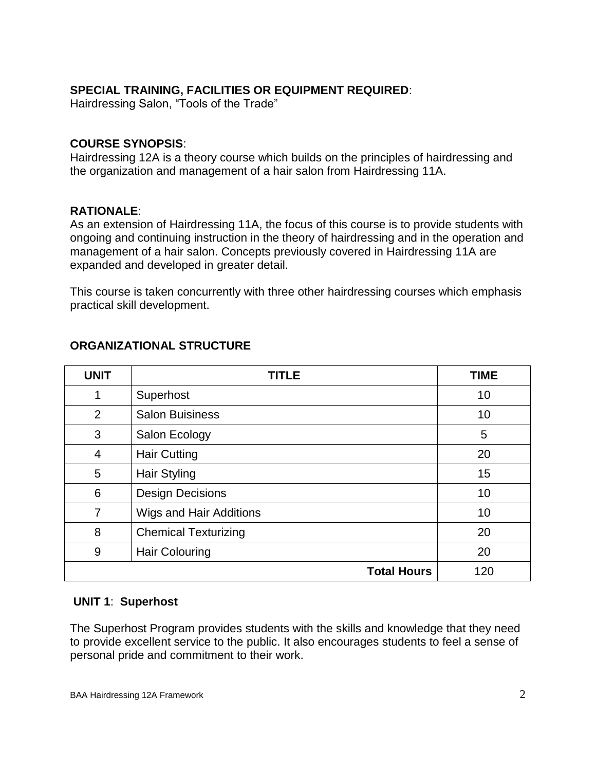**SPECIAL TRAINING, FACILITIES OR EQUIPMENT REQUIRED**:
Hairdressing Salon, "Tools of the Trade"

**COURSE SYNOPSIS**:
Hairdressing 12A is a theory course which builds on the principles of hairdressing and the organization and management of a hair salon from Hairdressing 11A.

**RATIONALE**:
As an extension of Hairdressing 11A, the focus of this course is to provide students with ongoing and continuing instruction in the theory of hairdressing and in the operation and management of a hair salon. Concepts previously covered in Hairdressing 11A are expanded and developed in greater detail.

This course is taken concurrently with three other hairdressing courses which emphasis practical skill development.

**ORGANIZATIONAL STRUCTURE**

| UNIT | TITLE | TIME |
|---|---|---|
| 1 | Superhost | 10 |
| 2 | Salon Buisiness | 10 |
| 3 | Salon Ecology | 5 |
| 4 | Hair Cutting | 20 |
| 5 | Hair Styling | 15 |
| 6 | Design Decisions | 10 |
| 7 | Wigs and Hair Additions | 10 |
| 8 | Chemical Texturizing | 20 |
| 9 | Hair Colouring | 20 |
| | **Total Hours** | 120 |

**UNIT 1**: **Superhost**

The Superhost Program provides students with the skills and knowledge that they need to provide excellent service to the public. It also encourages students to feel a sense of personal pride and commitment to their work.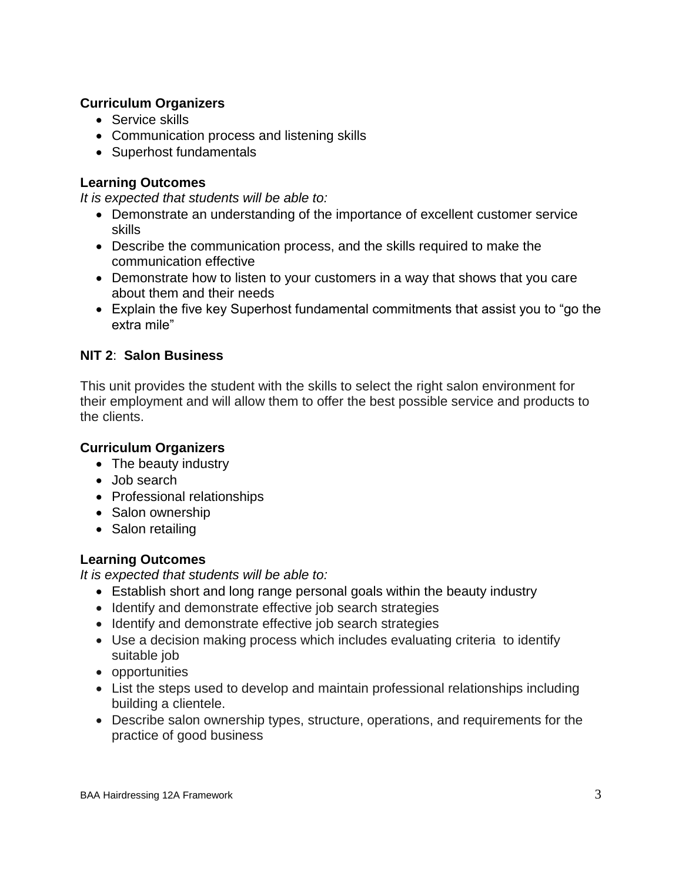**Curriculum Organizers**

- Service skills
- Communication process and listening skills
- Superhost fundamentals

**Learning Outcomes**

*It is expected that students will be able to:*

- Demonstrate an understanding of the importance of excellent customer service skills
- Describe the communication process, and the skills required to make the communication effective
- Demonstrate how to listen to your customers in a way that shows that you care about them and their needs
- Explain the five key Superhost fundamental commitments that assist you to "go the extra mile"

**NIT 2**: **Salon Business**

This unit provides the student with the skills to select the right salon environment for their employment and will allow them to offer the best possible service and products to the clients.

**Curriculum Organizers**

- The beauty industry
- Job search
- Professional relationships
- Salon ownership
- Salon retailing

**Learning Outcomes**

*It is expected that students will be able to:*

- Establish short and long range personal goals within the beauty industry
- Identify and demonstrate effective job search strategies
- Identify and demonstrate effective job search strategies
- Use a decision making process which includes evaluating criteria to identify suitable job
- opportunities
- List the steps used to develop and maintain professional relationships including building a clientele.
- Describe salon ownership types, structure, operations, and requirements for the practice of good business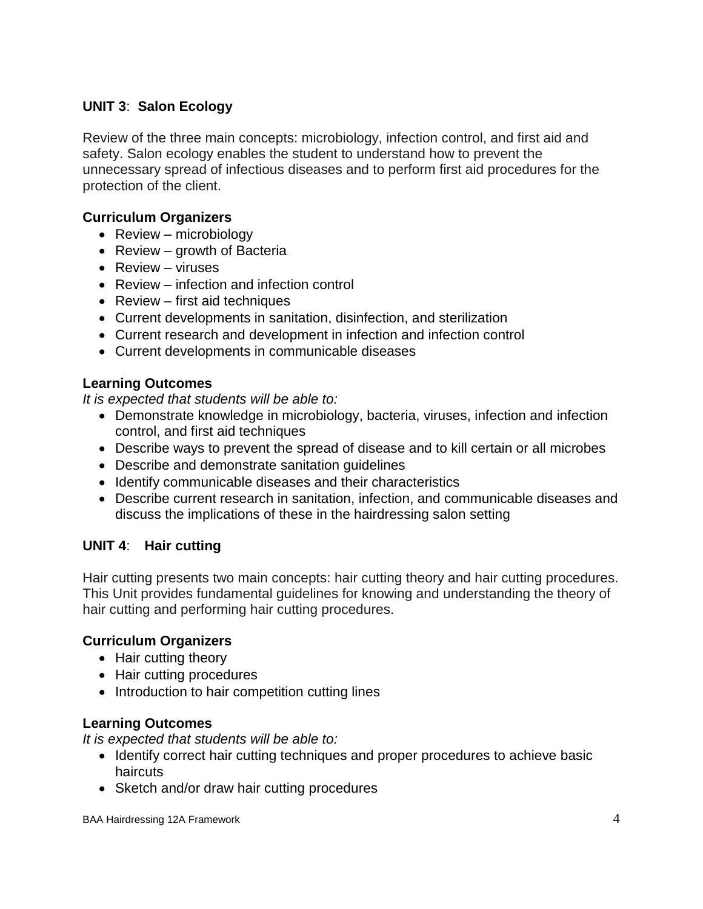## UNIT 3: Salon Ecology

Review of the three main concepts: microbiology, infection control, and first aid and safety. Salon ecology enables the student to understand how to prevent the unnecessary spread of infectious diseases and to perform first aid procedures for the protection of the client.

### Curriculum Organizers

- Review – microbiology
- Review – growth of Bacteria
- Review – viruses
- Review – infection and infection control
- Review – first aid techniques
- Current developments in sanitation, disinfection, and sterilization
- Current research and development in infection and infection control
- Current developments in communicable diseases

### Learning Outcomes

*It is expected that students will be able to:*

- Demonstrate knowledge in microbiology, bacteria, viruses, infection and infection control, and first aid techniques
- Describe ways to prevent the spread of disease and to kill certain or all microbes
- Describe and demonstrate sanitation guidelines
- Identify communicable diseases and their characteristics
- Describe current research in sanitation, infection, and communicable diseases and discuss the implications of these in the hairdressing salon setting

## UNIT 4: Hair cutting

Hair cutting presents two main concepts: hair cutting theory and hair cutting procedures. This Unit provides fundamental guidelines for knowing and understanding the theory of hair cutting and performing hair cutting procedures.

### Curriculum Organizers

- Hair cutting theory
- Hair cutting procedures
- Introduction to hair competition cutting lines

### Learning Outcomes

*It is expected that students will be able to:*

- Identify correct hair cutting techniques and proper procedures to achieve basic haircuts
- Sketch and/or draw hair cutting procedures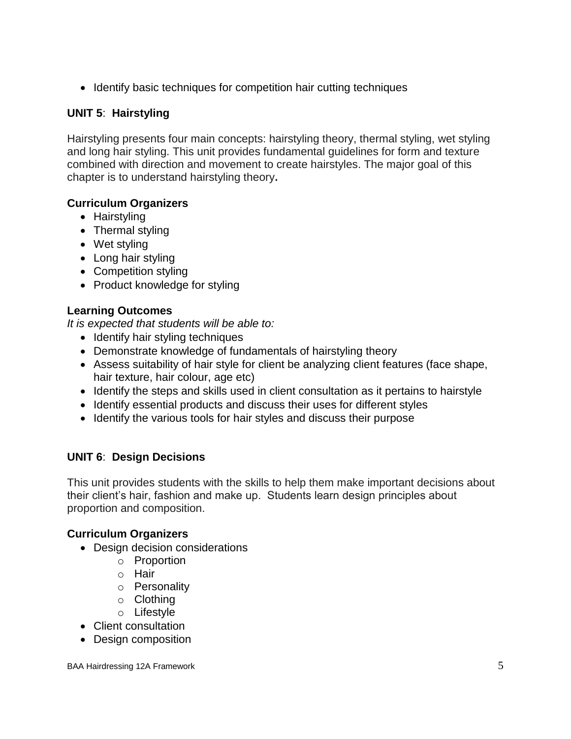- Identify basic techniques for competition hair cutting techniques

### UNIT 5: Hairstyling

Hairstyling presents four main concepts: hairstyling theory, thermal styling, wet styling and long hair styling. This unit provides fundamental guidelines for form and texture combined with direction and movement to create hairstyles. The major goal of this chapter is to understand hairstyling theory**.**

#### Curriculum Organizers

- Hairstyling
- Thermal styling
- Wet styling
- Long hair styling
- Competition styling
- Product knowledge for styling

#### Learning Outcomes

*It is expected that students will be able to:*

- Identify hair styling techniques
- Demonstrate knowledge of fundamentals of hairstyling theory
- Assess suitability of hair style for client be analyzing client features (face shape, hair texture, hair colour, age etc)
- Identify the steps and skills used in client consultation as it pertains to hairstyle
- Identify essential products and discuss their uses for different styles
- Identify the various tools for hair styles and discuss their purpose

### UNIT 6: Design Decisions

This unit provides students with the skills to help them make important decisions about their client's hair, fashion and make up. Students learn design principles about proportion and composition.

#### Curriculum Organizers

- Design decision considerations
  - Proportion
  - Hair
  - Personality
  - Clothing
  - Lifestyle
- Client consultation
- Design composition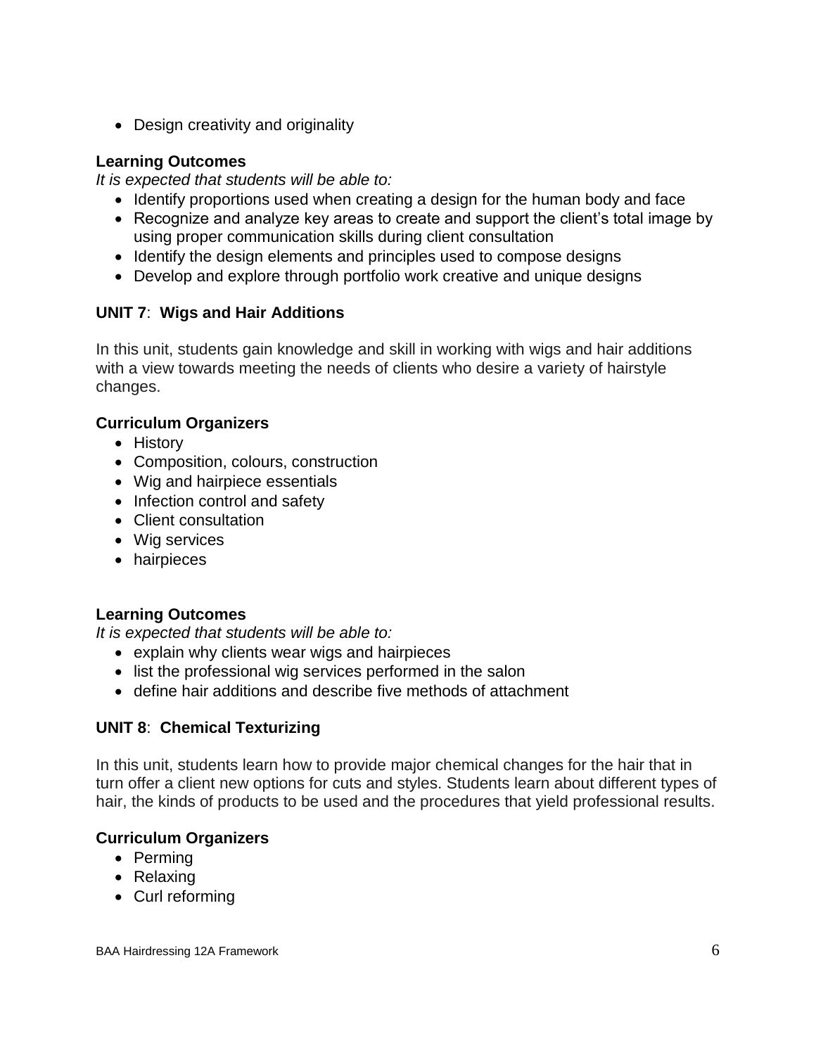- Design creativity and originality

**Learning Outcomes**

*It is expected that students will be able to:*

- Identify proportions used when creating a design for the human body and face
- Recognize and analyze key areas to create and support the client's total image by using proper communication skills during client consultation
- Identify the design elements and principles used to compose designs
- Develop and explore through portfolio work creative and unique designs

**UNIT 7**: **Wigs and Hair Additions**

In this unit, students gain knowledge and skill in working with wigs and hair additions with a view towards meeting the needs of clients who desire a variety of hairstyle changes.

**Curriculum Organizers**

- History
- Composition, colours, construction
- Wig and hairpiece essentials
- Infection control and safety
- Client consultation
- Wig services
- hairpieces

**Learning Outcomes**

*It is expected that students will be able to:*

- explain why clients wear wigs and hairpieces
- list the professional wig services performed in the salon
- define hair additions and describe five methods of attachment

**UNIT 8**: **Chemical Texturizing**

In this unit, students learn how to provide major chemical changes for the hair that in turn offer a client new options for cuts and styles. Students learn about different types of hair, the kinds of products to be used and the procedures that yield professional results.

**Curriculum Organizers**

- Perming
- Relaxing
- Curl reforming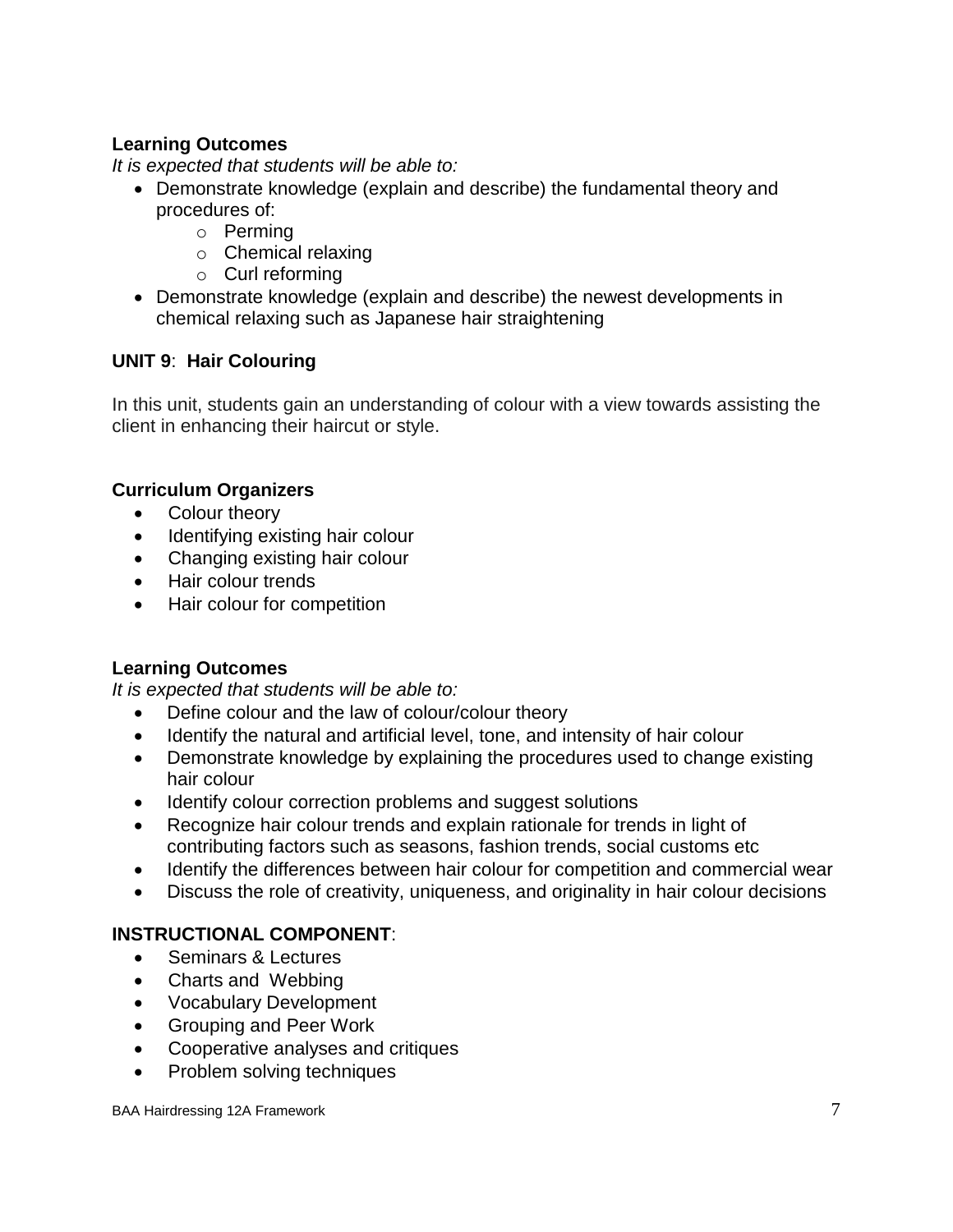**Learning Outcomes**

*It is expected that students will be able to:*

- Demonstrate knowledge (explain and describe) the fundamental theory and procedures of:
  - Perming
  - Chemical relaxing
  - Curl reforming
- Demonstrate knowledge (explain and describe) the newest developments in chemical relaxing such as Japanese hair straightening

## UNIT 9: Hair Colouring

In this unit, students gain an understanding of colour with a view towards assisting the client in enhancing their haircut or style.

**Curriculum Organizers**

- Colour theory
- Identifying existing hair colour
- Changing existing hair colour
- Hair colour trends
- Hair colour for competition

**Learning Outcomes**

*It is expected that students will be able to:*

- Define colour and the law of colour/colour theory
- Identify the natural and artificial level, tone, and intensity of hair colour
- Demonstrate knowledge by explaining the procedures used to change existing hair colour
- Identify colour correction problems and suggest solutions
- Recognize hair colour trends and explain rationale for trends in light of contributing factors such as seasons, fashion trends, social customs etc
- Identify the differences between hair colour for competition and commercial wear
- Discuss the role of creativity, uniqueness, and originality in hair colour decisions

**INSTRUCTIONAL COMPONENT**:

- Seminars & Lectures
- Charts and Webbing
- Vocabulary Development
- Grouping and Peer Work
- Cooperative analyses and critiques
- Problem solving techniques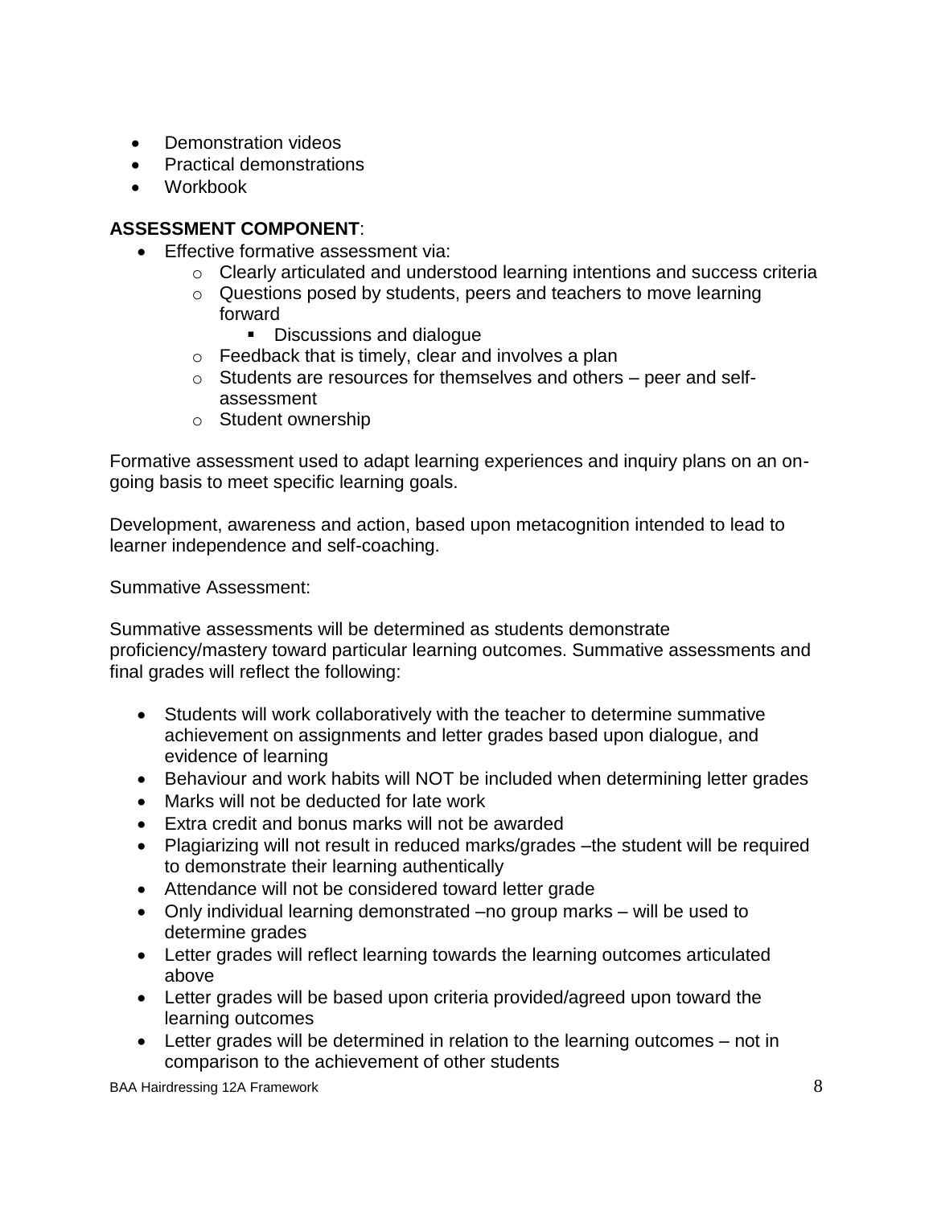- Demonstration videos
- Practical demonstrations
- Workbook

**ASSESSMENT COMPONENT**:

- Effective formative assessment via:
    - Clearly articulated and understood learning intentions and success criteria
    - Questions posed by students, peers and teachers to move learning forward
        - Discussions and dialogue
    - Feedback that is timely, clear and involves a plan
    - Students are resources for themselves and others – peer and self-assessment
    - Student ownership

Formative assessment used to adapt learning experiences and inquiry plans on an on-going basis to meet specific learning goals.

Development, awareness and action, based upon metacognition intended to lead to learner independence and self-coaching.

Summative Assessment:

Summative assessments will be determined as students demonstrate proficiency/mastery toward particular learning outcomes. Summative assessments and final grades will reflect the following:

- Students will work collaboratively with the teacher to determine summative achievement on assignments and letter grades based upon dialogue, and evidence of learning
- Behaviour and work habits will NOT be included when determining letter grades
- Marks will not be deducted for late work
- Extra credit and bonus marks will not be awarded
- Plagiarizing will not result in reduced marks/grades –the student will be required to demonstrate their learning authentically
- Attendance will not be considered toward letter grade
- Only individual learning demonstrated –no group marks – will be used to determine grades
- Letter grades will reflect learning towards the learning outcomes articulated above
- Letter grades will be based upon criteria provided/agreed upon toward the learning outcomes
- Letter grades will be determined in relation to the learning outcomes – not in comparison to the achievement of other students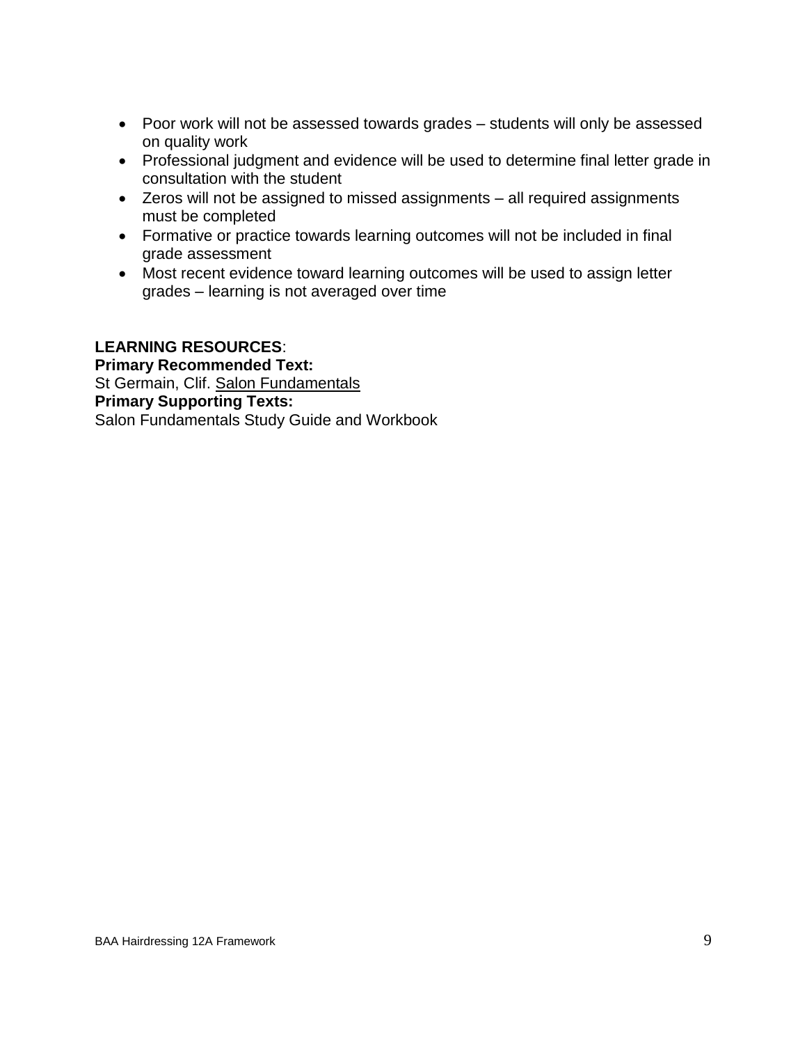- Poor work will not be assessed towards grades – students will only be assessed on quality work
- Professional judgment and evidence will be used to determine final letter grade in consultation with the student
- Zeros will not be assigned to missed assignments – all required assignments must be completed
- Formative or practice towards learning outcomes will not be included in final grade assessment
- Most recent evidence toward learning outcomes will be used to assign letter grades – learning is not averaged over time

**LEARNING RESOURCES**:
**Primary Recommended Text:**
St Germain, Clif. Salon Fundamentals
**Primary Supporting Texts:**
Salon Fundamentals Study Guide and Workbook